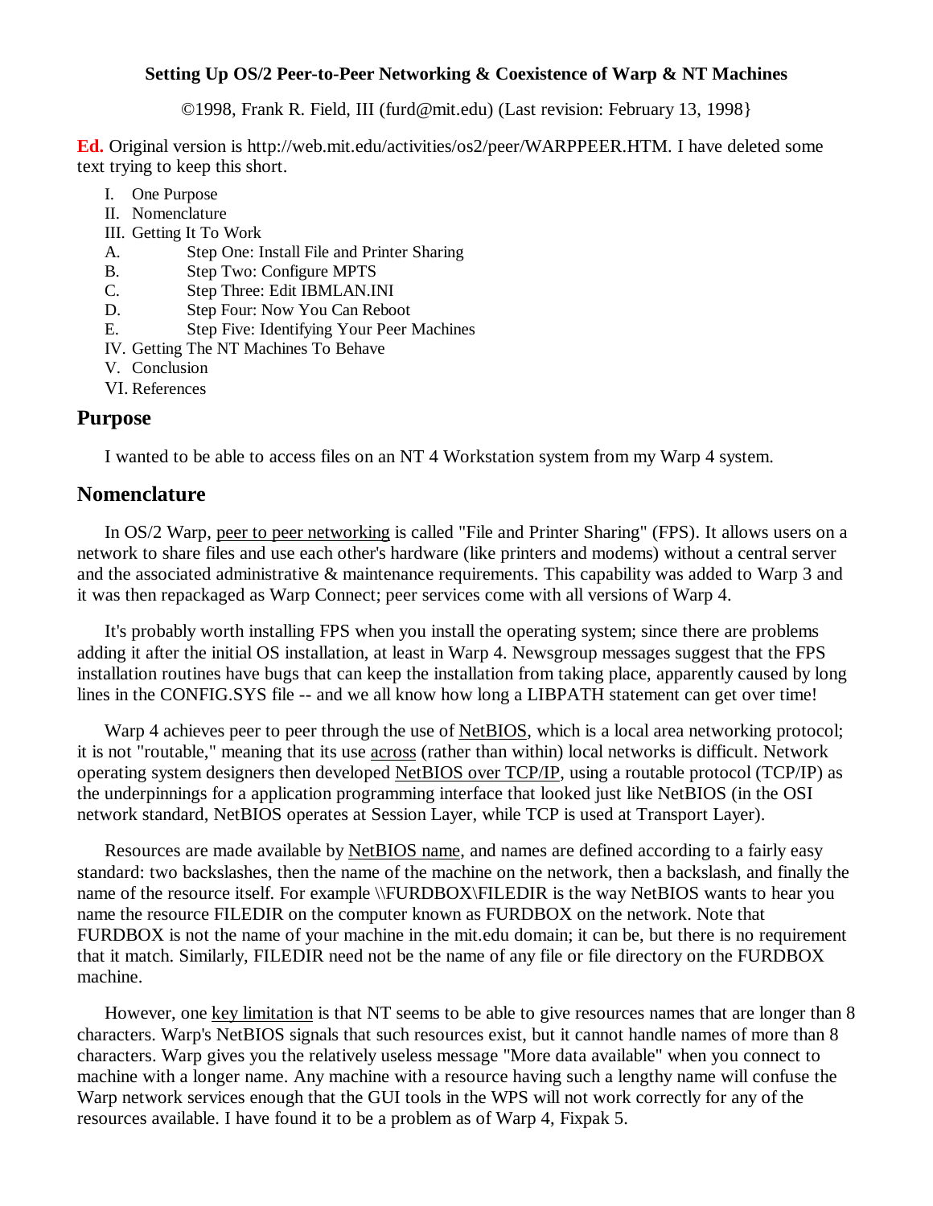**Setting Up OS/2 Peer-to-Peer Networking & Coexistence of Warp & NT Machines**

©1998, Frank R. Field, III (furd@mit.edu) (Last revision: February 13, 1998}

**Ed.** Original version is http://web.mit.edu/activities/os2/peer/WARPPEER.HTM. I have deleted some text trying to keep this short.

I. One Purpose
II. Nomenclature
III. Getting It To Work
   A. Step One: Install File and Printer Sharing
   B. Step Two: Configure MPTS
   C. Step Three: Edit IBMLAN.INI
   D. Step Four: Now You Can Reboot
   E. Step Five: Identifying Your Peer Machines
IV. Getting The NT Machines To Behave
V. Conclusion
VI. References

## Purpose

I wanted to be able to access files on an NT 4 Workstation system from my Warp 4 system.

## Nomenclature

In OS/2 Warp, peer to peer networking is called "File and Printer Sharing" (FPS). It allows users on a network to share files and use each other's hardware (like printers and modems) without a central server and the associated administrative & maintenance requirements. This capability was added to Warp 3 and it was then repackaged as Warp Connect; peer services come with all versions of Warp 4.

It's probably worth installing FPS when you install the operating system; since there are problems adding it after the initial OS installation, at least in Warp 4. Newsgroup messages suggest that the FPS installation routines have bugs that can keep the installation from taking place, apparently caused by long lines in the CONFIG.SYS file -- and we all know how long a LIBPATH statement can get over time!

Warp 4 achieves peer to peer through the use of NetBIOS, which is a local area networking protocol; it is not "routable," meaning that its use across (rather than within) local networks is difficult. Network operating system designers then developed NetBIOS over TCP/IP, using a routable protocol (TCP/IP) as the underpinnings for a application programming interface that looked just like NetBIOS (in the OSI network standard, NetBIOS operates at Session Layer, while TCP is used at Transport Layer).

Resources are made available by NetBIOS name, and names are defined according to a fairly easy standard: two backslashes, then the name of the machine on the network, then a backslash, and finally the name of the resource itself. For example \\FURDBOX\FILEDIR is the way NetBIOS wants to hear you name the resource FILEDIR on the computer known as FURDBOX on the network. Note that FURDBOX is not the name of your machine in the mit.edu domain; it can be, but there is no requirement that it match. Similarly, FILEDIR need not be the name of any file or file directory on the FURDBOX machine.

However, one key limitation is that NT seems to be able to give resources names that are longer than 8 characters. Warp's NetBIOS signals that such resources exist, but it cannot handle names of more than 8 characters. Warp gives you the relatively useless message "More data available" when you connect to machine with a longer name. Any machine with a resource having such a lengthy name will confuse the Warp network services enough that the GUI tools in the WPS will not work correctly for any of the resources available. I have found it to be a problem as of Warp 4, Fixpak 5.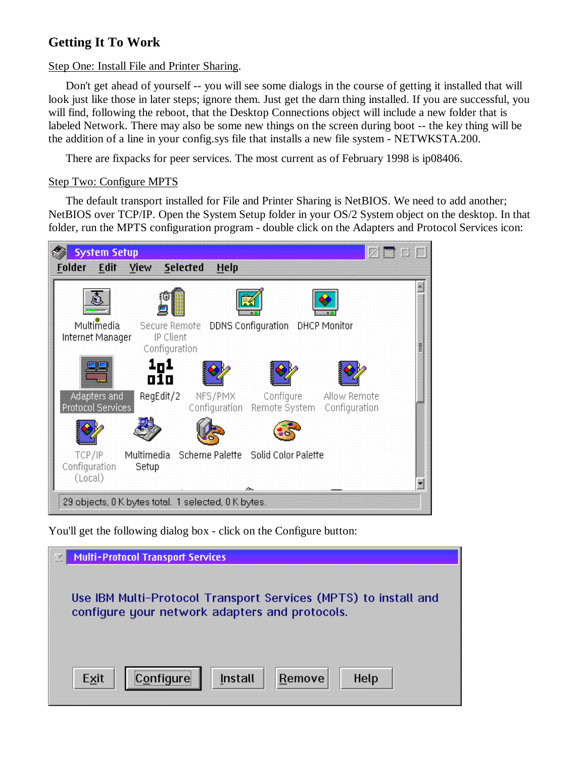### Getting It To Work

Step One: Install File and Printer Sharing.

Don't get ahead of yourself -- you will see some dialogs in the course of getting it installed that will look just like those in later steps; ignore them. Just get the darn thing installed. If you are successful, you will find, following the reboot, that the Desktop Connections object will include a new folder that is labeled Network. There may also be some new things on the screen during boot -- the key thing will be the addition of a line in your config.sys file that installs a new file system - NETWKSTA.200.

There are fixpacks for peer services. The most current as of February 1998 is ip08406.

Step Two: Configure MPTS

The default transport installed for File and Printer Sharing is NetBIOS. We need to add another; NetBIOS over TCP/IP. Open the System Setup folder in your OS/2 System object on the desktop. In that folder, run the MPTS configuration program - double click on the Adapters and Protocol Services icon:

You'll get the following dialog box - click on the Configure button: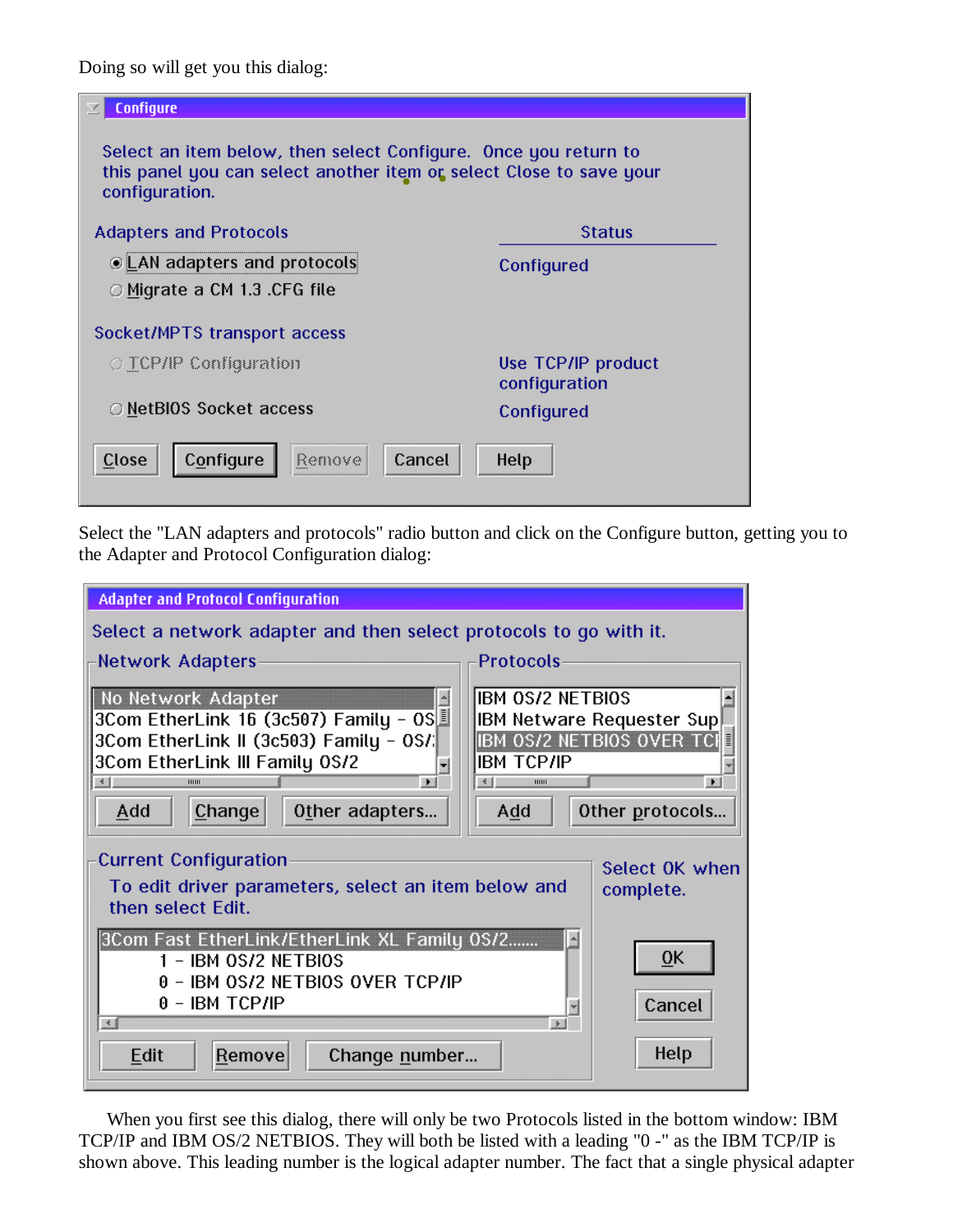Doing so will get you this dialog:

**Configure**

Select an item below, then select Configure. Once you return to this panel you can select another item or select Close to save your configuration.

| Adapters and Protocols | Status |
|---|---|
| ◉ LAN adapters and protocols | Configured |
| ○ Migrate a CM 1.3 .CFG file | |
| **Socket/MPTS transport access** | |
| ○ TCP/IP Configuration | Use TCP/IP product configuration |
| ○ NetBIOS Socket access | Configured |

[Close] [Configure] [Remove] [Cancel] [Help]

Select the "LAN adapters and protocols" radio button and click on the Configure button, getting you to the Adapter and Protocol Configuration dialog:

**Adapter and Protocol Configuration**

Select a network adapter and then select protocols to go with it.

Network Adapters:
- No Network Adapter
- 3Com EtherLink 16 (3c507) Family - OS
- 3Com EtherLink II (3c503) Family - OS/:
- 3Com EtherLink III Family OS/2

[Add] [Change] [Other adapters...]

Protocols:
- IBM OS/2 NETBIOS
- IBM Netware Requester Sup
- IBM OS/2 NETBIOS OVER TCI
- IBM TCP/IP

[Add] [Other protocols...]

Current Configuration

To edit driver parameters, select an item below and then select Edit.

- 3Com Fast EtherLink/EtherLink XL Family OS/2.......
  - 1 - IBM OS/2 NETBIOS
  - 0 - IBM OS/2 NETBIOS OVER TCP/IP
  - 0 - IBM TCP/IP

[Edit] [Remove] [Change number...]

Select OK when complete.

[OK] [Cancel] [Help]

When you first see this dialog, there will only be two Protocols listed in the bottom window: IBM TCP/IP and IBM OS/2 NETBIOS. They will both be listed with a leading "0 -" as the IBM TCP/IP is shown above. This leading number is the logical adapter number. The fact that a single physical adapter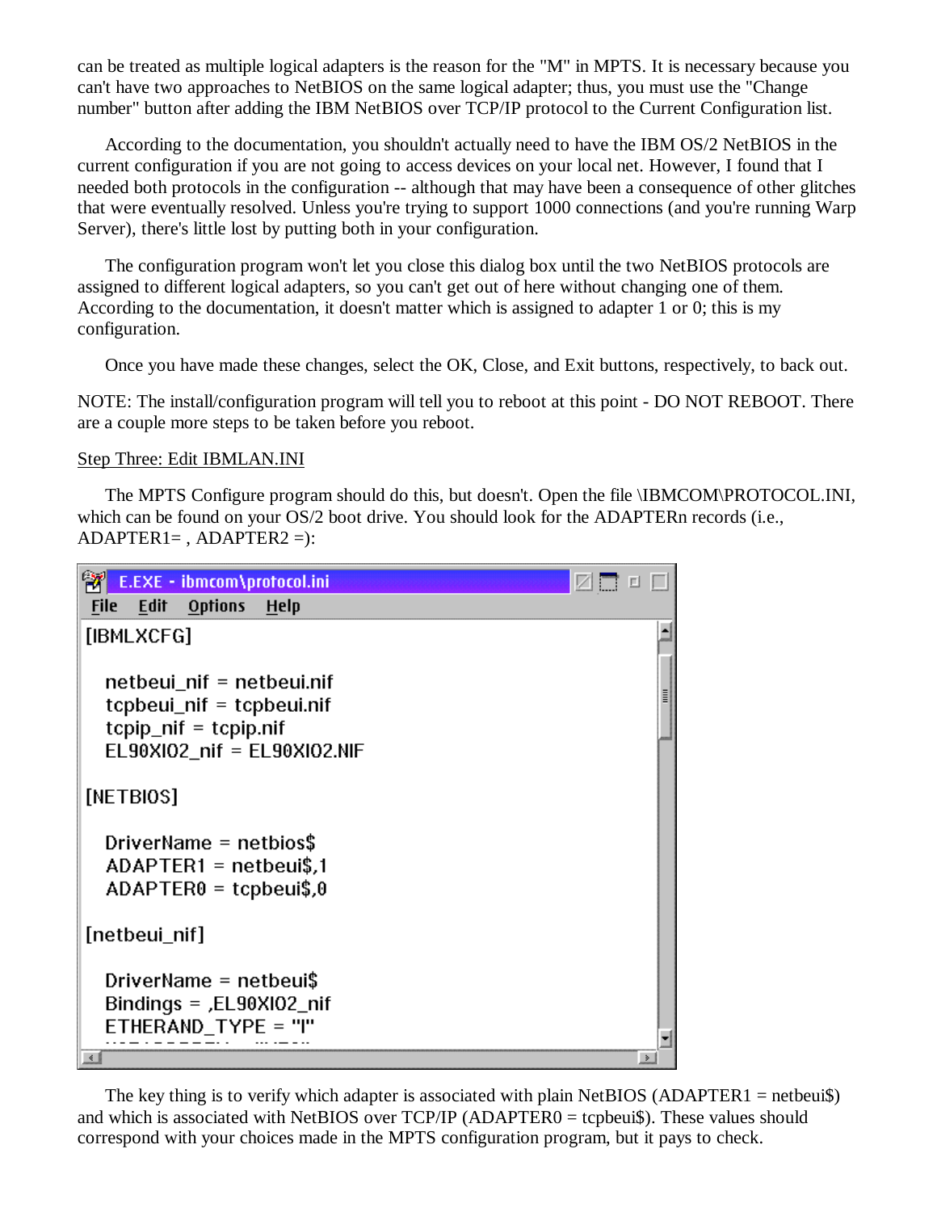can be treated as multiple logical adapters is the reason for the "M" in MPTS. It is necessary because you can't have two approaches to NetBIOS on the same logical adapter; thus, you must use the "Change number" button after adding the IBM NetBIOS over TCP/IP protocol to the Current Configuration list.

According to the documentation, you shouldn't actually need to have the IBM OS/2 NetBIOS in the current configuration if you are not going to access devices on your local net. However, I found that I needed both protocols in the configuration -- although that may have been a consequence of other glitches that were eventually resolved. Unless you're trying to support 1000 connections (and you're running Warp Server), there's little lost by putting both in your configuration.

The configuration program won't let you close this dialog box until the two NetBIOS protocols are assigned to different logical adapters, so you can't get out of here without changing one of them. According to the documentation, it doesn't matter which is assigned to adapter 1 or 0; this is my configuration.

Once you have made these changes, select the OK, Close, and Exit buttons, respectively, to back out.

NOTE: The install/configuration program will tell you to reboot at this point - DO NOT REBOOT. There are a couple more steps to be taken before you reboot.

Step Three: Edit IBMLAN.INI

The MPTS Configure program should do this, but doesn't. Open the file \IBMCOM\PROTOCOL.INI, which can be found on your OS/2 boot drive. You should look for the ADAPTERn records (i.e., ADAPTER1= , ADAPTER2 =):

```
E.EXE - ibmcom\protocol.ini

[IBMLXCFG]

   netbeui_nif = netbeui.nif
   tcpbeui_nif = tcpbeui.nif
   tcpip_nif = tcpip.nif
   EL90XIO2_nif = EL90XIO2.NIF

[NETBIOS]

   DriverName = netbios$
   ADAPTER1 = netbeui$,1
   ADAPTER0 = tcpbeui$,0

[netbeui_nif]

   DriverName = netbeui$
   Bindings = ,EL90XIO2_nif
   ETHERAND_TYPE = "I"
```

The key thing is to verify which adapter is associated with plain NetBIOS (ADAPTER1 = netbeui$) and which is associated with NetBIOS over TCP/IP (ADAPTER0 = tcpbeui$). These values should correspond with your choices made in the MPTS configuration program, but it pays to check.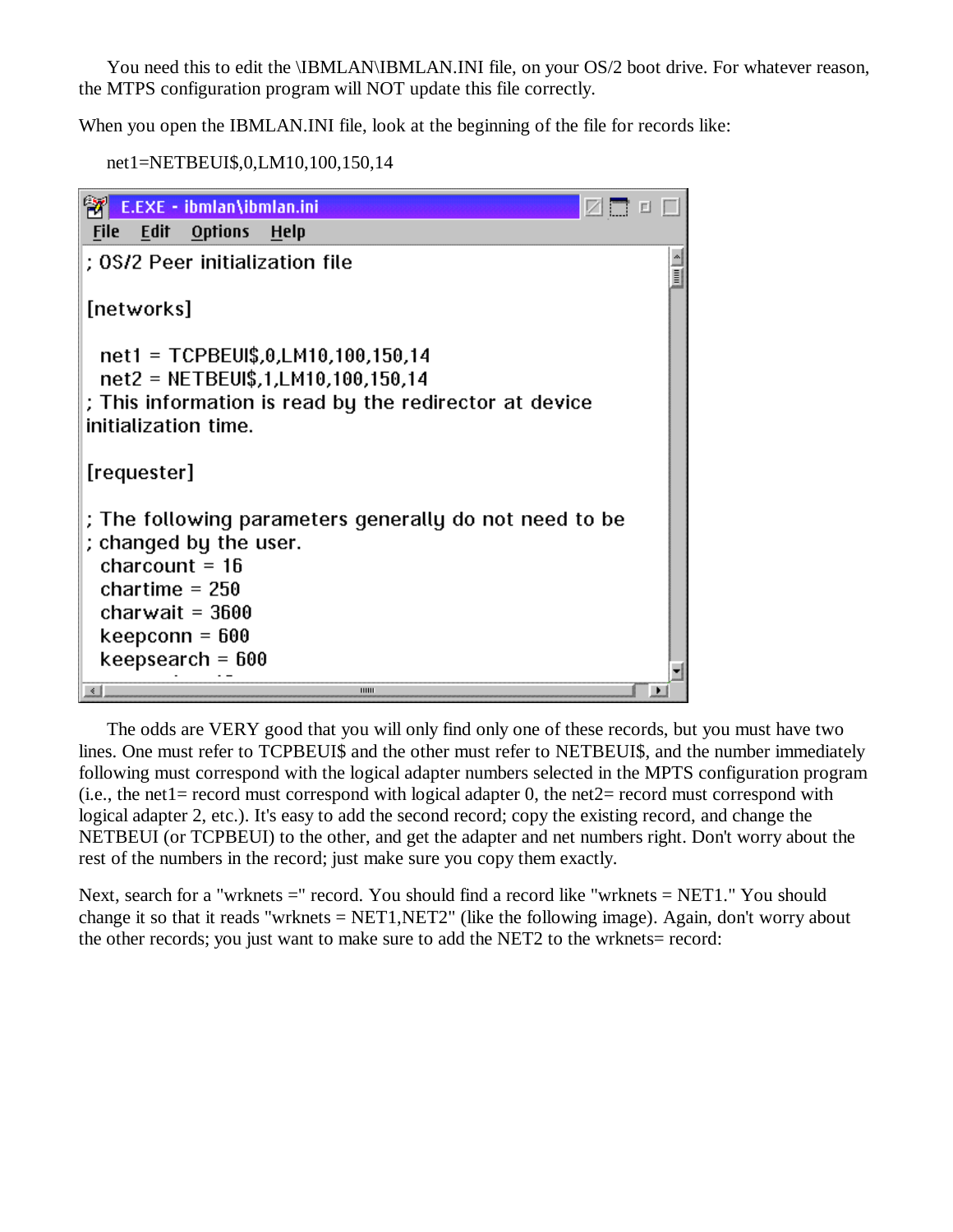You need this to edit the \IBMLAN\IBMLAN.INI file, on your OS/2 boot drive. For whatever reason, the MTPS configuration program will NOT update this file correctly.

When you open the IBMLAN.INI file, look at the beginning of the file for records like:

net1=NETBEUI$,0,LM10,100,150,14

```
E.EXE - ibmlan\ibmlan.ini
File   Edit   Options   Help

; OS/2 Peer initialization file

[networks]

  net1 = TCPBEUI$,0,LM10,100,150,14
  net2 = NETBEUI$,1,LM10,100,150,14
; This information is read by the redirector at device
initialization time.

[requester]

; The following parameters generally do not need to be
; changed by the user.
  charcount = 16
  chartime = 250
  charwait = 3600
  keepconn = 600
  keepsearch = 600
```

The odds are VERY good that you will only find only one of these records, but you must have two lines. One must refer to TCPBEUI$ and the other must refer to NETBEUI$, and the number immediately following must correspond with the logical adapter numbers selected in the MPTS configuration program (i.e., the net1= record must correspond with logical adapter 0, the net2= record must correspond with logical adapter 2, etc.). It's easy to add the second record; copy the existing record, and change the NETBEUI (or TCPBEUI) to the other, and get the adapter and net numbers right. Don't worry about the rest of the numbers in the record; just make sure you copy them exactly.

Next, search for a "wrknets =" record. You should find a record like "wrknets = NET1." You should change it so that it reads "wrknets = NET1,NET2" (like the following image). Again, don't worry about the other records; you just want to make sure to add the NET2 to the wrknets= record: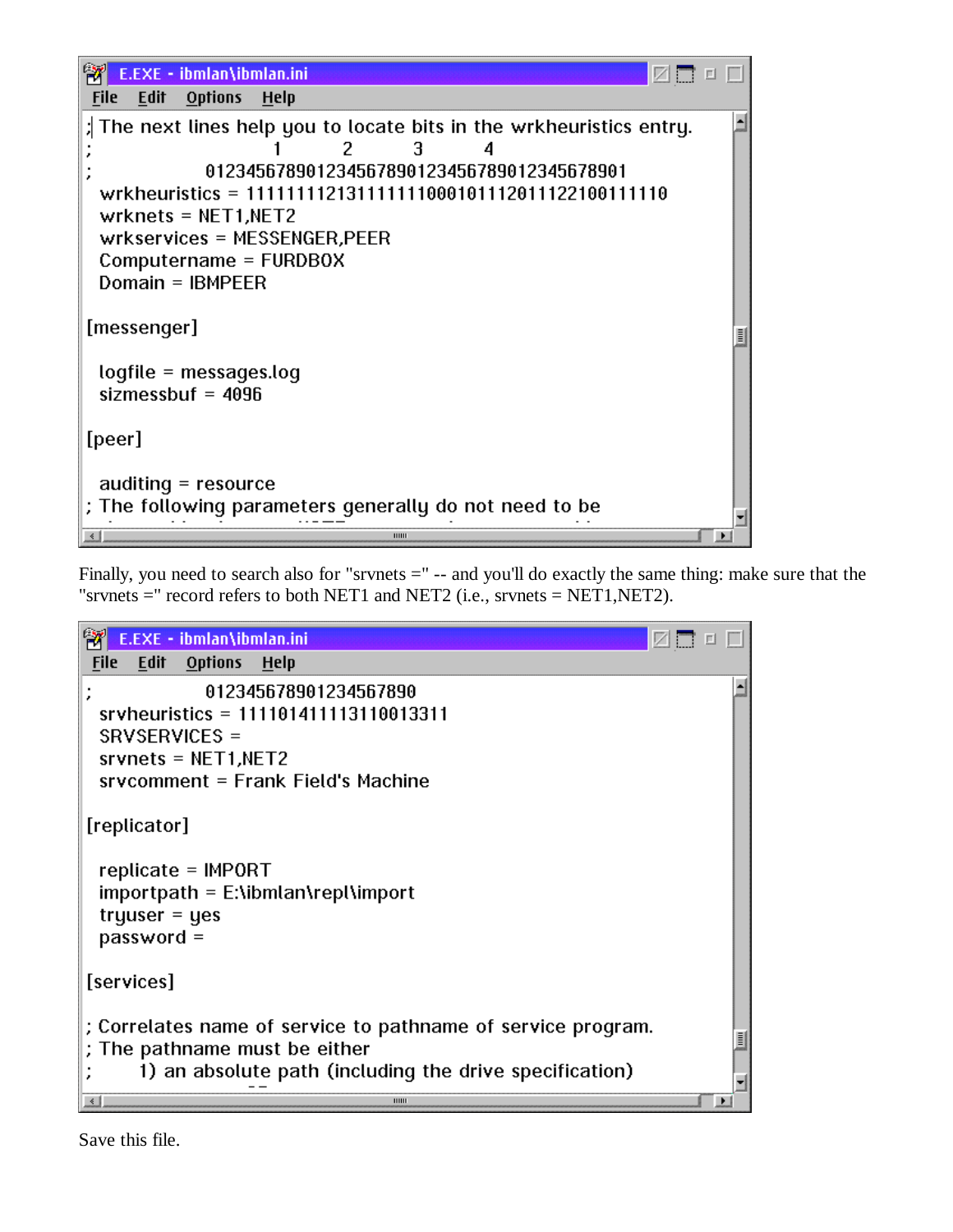```
E.EXE - ibmlan\ibmlan.ini
File  Edit  Options  Help

; The next lines help you to locate bits in the wrkheuristics entry.
;                     1         2         3         4
;           01234567890123456789012345678901234567890
  wrkheuristics = 11111111213111111100010111201112210011110
  wrknets = NET1,NET2
  wrkservices = MESSENGER,PEER
  Computername = FURDBOX
  Domain = IBMPEER

[messenger]

  logfile = messages.log
  sizmessbuf = 4096

[peer]

  auditing = resource
; The following parameters generally do not need to be
```

Finally, you need to search also for "srvnets =" -- and you'll do exactly the same thing: make sure that the "srvnets =" record refers to both NET1 and NET2 (i.e., srvnets = NET1,NET2).

```
E.EXE - ibmlan\ibmlan.ini
File  Edit  Options  Help

;           012345678901234567890
  srvheuristics = 111101411113110013311
  SRVSERVICES =
  srvnets = NET1,NET2
  srvcomment = Frank Field's Machine

[replicator]

  replicate = IMPORT
  importpath = E:\ibmlan\repl\import
  tryuser = yes
  password =

[services]

; Correlates name of service to pathname of service program.
; The pathname must be either
;      1) an absolute path (including the drive specification)
```

Save this file.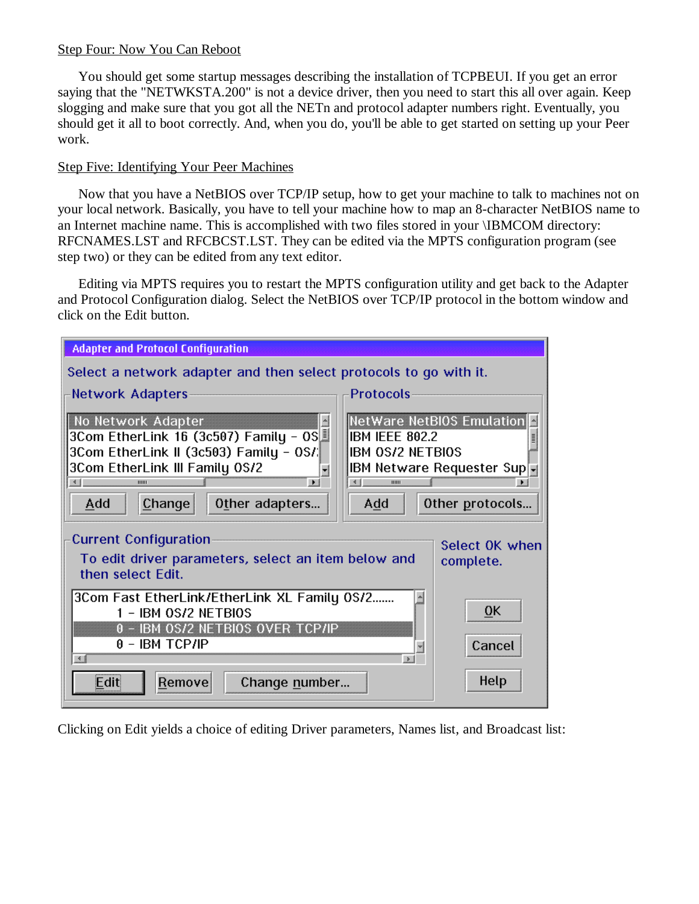Step Four: Now You Can Reboot

You should get some startup messages describing the installation of TCPBEUI. If you get an error saying that the "NETWKSTA.200" is not a device driver, then you need to start this all over again. Keep slogging and make sure that you got all the NETn and protocol adapter numbers right. Eventually, you should get it all to boot correctly. And, when you do, you'll be able to get started on setting up your Peer work.

Step Five: Identifying Your Peer Machines

Now that you have a NetBIOS over TCP/IP setup, how to get your machine to talk to machines not on your local network. Basically, you have to tell your machine how to map an 8-character NetBIOS name to an Internet machine name. This is accomplished with two files stored in your \IBMCOM directory: RFCNAMES.LST and RFCBCST.LST. They can be edited via the MPTS configuration program (see step two) or they can be edited from any text editor.

Editing via MPTS requires you to restart the MPTS configuration utility and get back to the Adapter and Protocol Configuration dialog. Select the NetBIOS over TCP/IP protocol in the bottom window and click on the Edit button.

Clicking on Edit yields a choice of editing Driver parameters, Names list, and Broadcast list: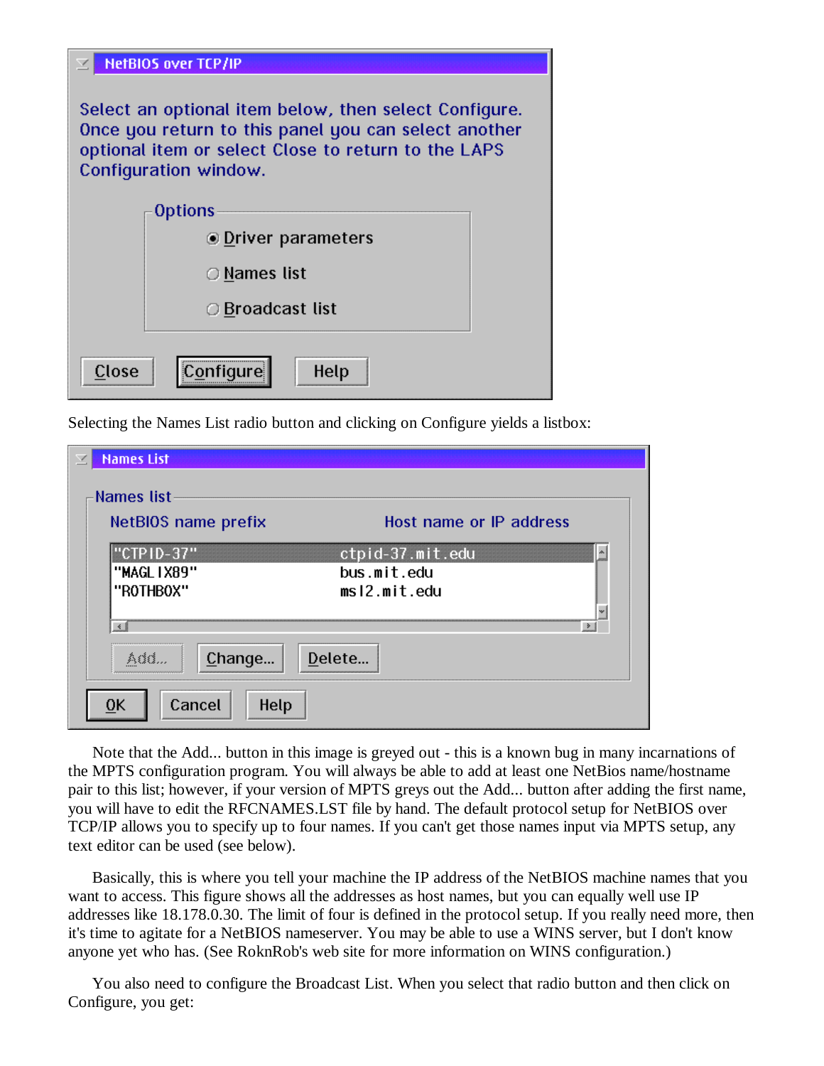**NetBIOS over TCP/IP**

Select an optional item below, then select Configure. Once you return to this panel you can select another optional item or select Close to return to the LAPS Configuration window.

Options

- (•) Driver parameters
- ( ) Names list
- ( ) Broadcast list

[Close] [Configure] [Help]

Selecting the Names List radio button and clicking on Configure yields a listbox:

**Names List**

Names list

| NetBIOS name prefix | Host name or IP address |
| --- | --- |
| "CTPID-37" | ctpid-37.mit.edu |
| "MAGLIX89" | bus.mit.edu |
| "ROTHBOX" | msl2.mit.edu |

[Add...] [Change...] [Delete...]

[OK] [Cancel] [Help]

Note that the Add... button in this image is greyed out - this is a known bug in many incarnations of the MPTS configuration program. You will always be able to add at least one NetBios name/hostname pair to this list; however, if your version of MPTS greys out the Add... button after adding the first name, you will have to edit the RFCNAMES.LST file by hand. The default protocol setup for NetBIOS over TCP/IP allows you to specify up to four names. If you can't get those names input via MPTS setup, any text editor can be used (see below).

Basically, this is where you tell your machine the IP address of the NetBIOS machine names that you want to access. This figure shows all the addresses as host names, but you can equally well use IP addresses like 18.178.0.30. The limit of four is defined in the protocol setup. If you really need more, then it's time to agitate for a NetBIOS nameserver. You may be able to use a WINS server, but I don't know anyone yet who has. (See RoknRob's web site for more information on WINS configuration.)

You also need to configure the Broadcast List. When you select that radio button and then click on Configure, you get: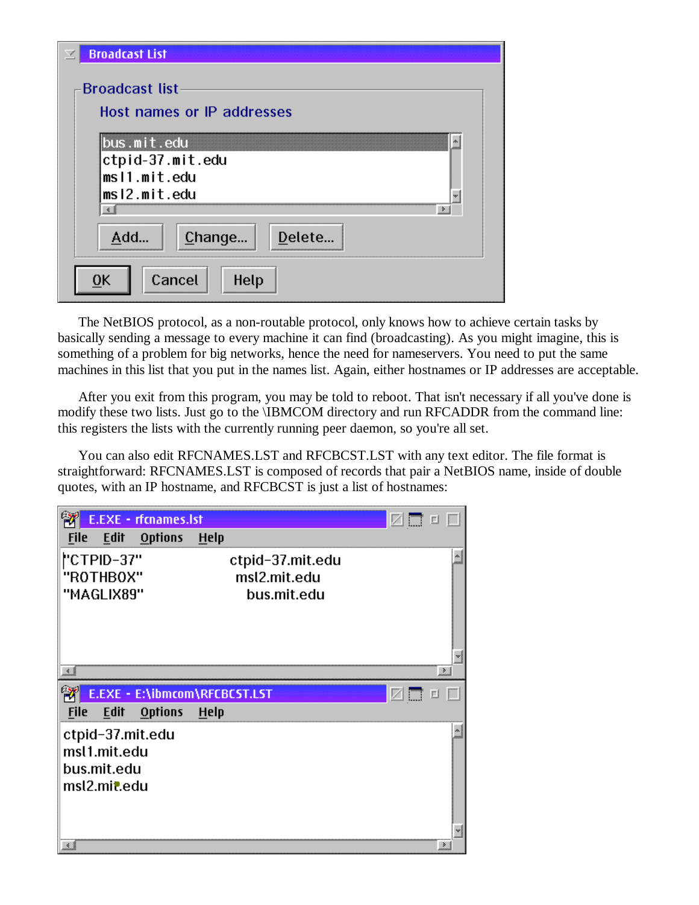The NetBIOS protocol, as a non-routable protocol, only knows how to achieve certain tasks by basically sending a message to every machine it can find (broadcasting). As you might imagine, this is something of a problem for big networks, hence the need for nameservers. You need to put the same machines in this list that you put in the names list. Again, either hostnames or IP addresses are acceptable.

After you exit from this program, you may be told to reboot. That isn't necessary if all you've done is modify these two lists. Just go to the \IBMCOM directory and run RFCADDR from the command line: this registers the lists with the currently running peer daemon, so you're all set.

You can also edit RFCNAMES.LST and RFCBCST.LST with any text editor. The file format is straightforward: RFCNAMES.LST is composed of records that pair a NetBIOS name, inside of double quotes, with an IP hostname, and RFCBCST is just a list of hostnames:

```
"CTPID-37"          ctpid-37.mit.edu
"ROTHBOX"            msl2.mit.edu
"MAGLIX89"            bus.mit.edu
```

```
ctpid-37.mit.edu
msl1.mit.edu
bus.mit.edu
msl2.mit.edu
```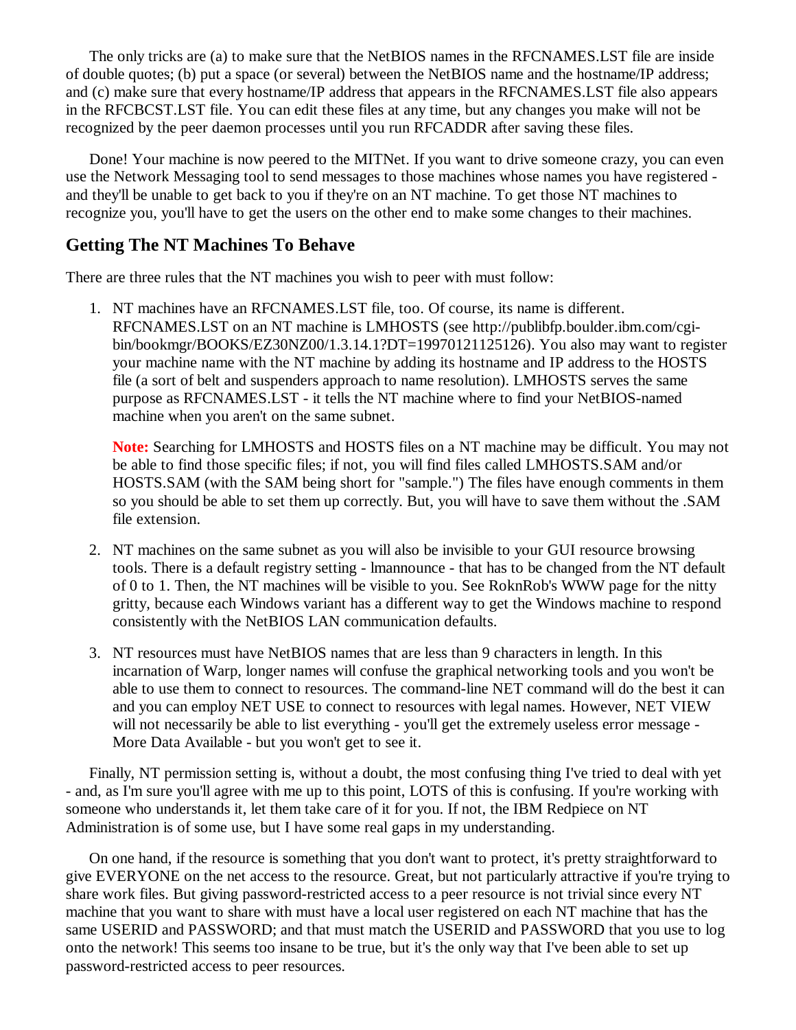The only tricks are (a) to make sure that the NetBIOS names in the RFCNAMES.LST file are inside of double quotes; (b) put a space (or several) between the NetBIOS name and the hostname/IP address; and (c) make sure that every hostname/IP address that appears in the RFCNAMES.LST file also appears in the RFCBCST.LST file. You can edit these files at any time, but any changes you make will not be recognized by the peer daemon processes until you run RFCADDR after saving these files.

Done! Your machine is now peered to the MITNet. If you want to drive someone crazy, you can even use the Network Messaging tool to send messages to those machines whose names you have registered - and they'll be unable to get back to you if they're on an NT machine. To get those NT machines to recognize you, you'll have to get the users on the other end to make some changes to their machines.

## Getting The NT Machines To Behave

There are three rules that the NT machines you wish to peer with must follow:

1. NT machines have an RFCNAMES.LST file, too. Of course, its name is different. RFCNAMES.LST on an NT machine is LMHOSTS (see http://publibfp.boulder.ibm.com/cgi-bin/bookmgr/BOOKS/EZ30NZ00/1.3.14.1?DT=19970121125126). You also may want to register your machine name with the NT machine by adding its hostname and IP address to the HOSTS file (a sort of belt and suspenders approach to name resolution). LMHOSTS serves the same purpose as RFCNAMES.LST - it tells the NT machine where to find your NetBIOS-named machine when you aren't on the same subnet.

   **Note:** Searching for LMHOSTS and HOSTS files on a NT machine may be difficult. You may not be able to find those specific files; if not, you will find files called LMHOSTS.SAM and/or HOSTS.SAM (with the SAM being short for "sample.") The files have enough comments in them so you should be able to set them up correctly. But, you will have to save them without the .SAM file extension.

2. NT machines on the same subnet as you will also be invisible to your GUI resource browsing tools. There is a default registry setting - lmannounce - that has to be changed from the NT default of 0 to 1. Then, the NT machines will be visible to you. See RoknRob's WWW page for the nitty gritty, because each Windows variant has a different way to get the Windows machine to respond consistently with the NetBIOS LAN communication defaults.

3. NT resources must have NetBIOS names that are less than 9 characters in length. In this incarnation of Warp, longer names will confuse the graphical networking tools and you won't be able to use them to connect to resources. The command-line NET command will do the best it can and you can employ NET USE to connect to resources with legal names. However, NET VIEW will not necessarily be able to list everything - you'll get the extremely useless error message - More Data Available - but you won't get to see it.

Finally, NT permission setting is, without a doubt, the most confusing thing I've tried to deal with yet - and, as I'm sure you'll agree with me up to this point, LOTS of this is confusing. If you're working with someone who understands it, let them take care of it for you. If not, the IBM Redpiece on NT Administration is of some use, but I have some real gaps in my understanding.

On one hand, if the resource is something that you don't want to protect, it's pretty straightforward to give EVERYONE on the net access to the resource. Great, but not particularly attractive if you're trying to share work files. But giving password-restricted access to a peer resource is not trivial since every NT machine that you want to share with must have a local user registered on each NT machine that has the same USERID and PASSWORD; and that must match the USERID and PASSWORD that you use to log onto the network! This seems too insane to be true, but it's the only way that I've been able to set up password-restricted access to peer resources.